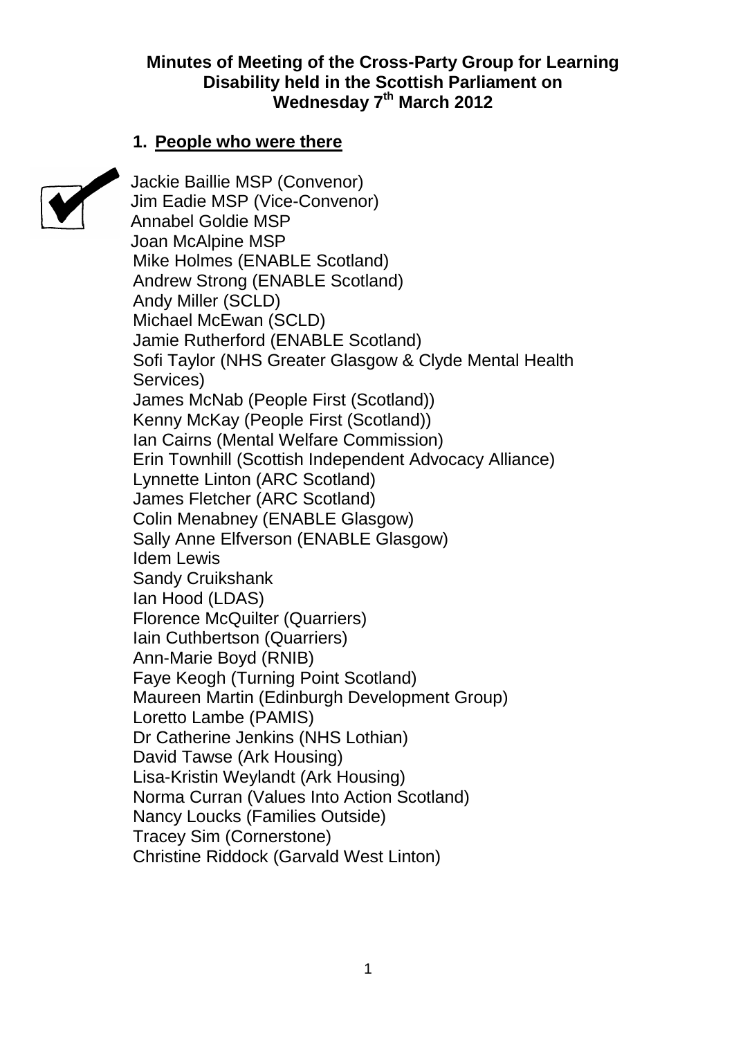# Minutes of Meeting of the Cross-Party Group for Learning Disability held in the Scottish Parliament on Wednesday 7th March 2012

## 1. People who were there

Jackie Baillie MSP (Convenor)
Jim Eadie MSP (Vice-Convenor)
Annabel Goldie MSP
Joan McAlpine MSP
Mike Holmes (ENABLE Scotland)
Andrew Strong (ENABLE Scotland)
Andy Miller (SCLD)
Michael McEwan (SCLD)
Jamie Rutherford (ENABLE Scotland)
Sofi Taylor (NHS Greater Glasgow & Clyde Mental Health Services)
James McNab (People First (Scotland))
Kenny McKay (People First (Scotland))
Ian Cairns (Mental Welfare Commission)
Erin Townhill (Scottish Independent Advocacy Alliance)
Lynnette Linton (ARC Scotland)
James Fletcher (ARC Scotland)
Colin Menabney (ENABLE Glasgow)
Sally Anne Elfverson (ENABLE Glasgow)
Idem Lewis
Sandy Cruikshank
Ian Hood (LDAS)
Florence McQuilter (Quarriers)
Iain Cuthbertson (Quarriers)
Ann-Marie Boyd (RNIB)
Faye Keogh (Turning Point Scotland)
Maureen Martin (Edinburgh Development Group)
Loretto Lambe (PAMIS)
Dr Catherine Jenkins (NHS Lothian)
David Tawse (Ark Housing)
Lisa-Kristin Weylandt (Ark Housing)
Norma Curran (Values Into Action Scotland)
Nancy Loucks (Families Outside)
Tracey Sim (Cornerstone)
Christine Riddock (Garvald West Linton)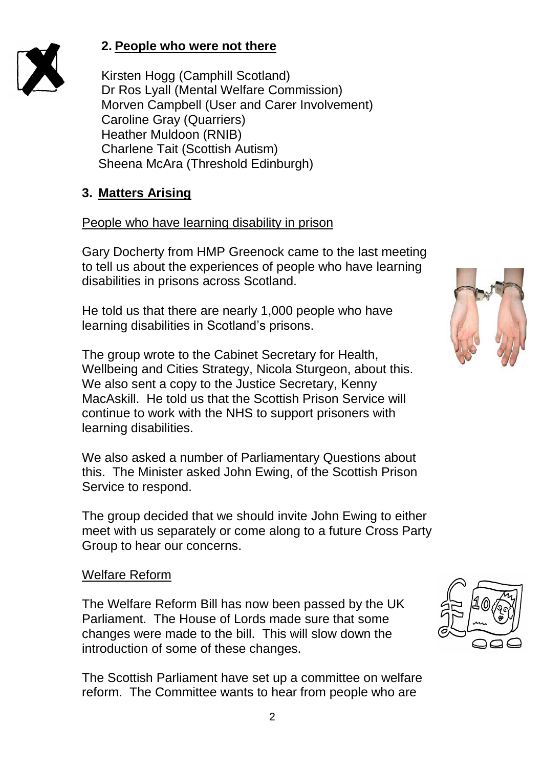## 2. People who were not there

Kirsten Hogg (Camphill Scotland)
Dr Ros Lyall (Mental Welfare Commission)
Morven Campbell (User and Carer Involvement)
Caroline Gray (Quarriers)
Heather Muldoon (RNIB)
Charlene Tait (Scottish Autism)
Sheena McAra (Threshold Edinburgh)

## 3. Matters Arising

People who have learning disability in prison

Gary Docherty from HMP Greenock came to the last meeting to tell us about the experiences of people who have learning disabilities in prisons across Scotland.

He told us that there are nearly 1,000 people who have learning disabilities in Scotland's prisons.

The group wrote to the Cabinet Secretary for Health, Wellbeing and Cities Strategy, Nicola Sturgeon, about this. We also sent a copy to the Justice Secretary, Kenny MacAskill. He told us that the Scottish Prison Service will continue to work with the NHS to support prisoners with learning disabilities.

We also asked a number of Parliamentary Questions about this. The Minister asked John Ewing, of the Scottish Prison Service to respond.

The group decided that we should invite John Ewing to either meet with us separately or come along to a future Cross Party Group to hear our concerns.

Welfare Reform

The Welfare Reform Bill has now been passed by the UK Parliament. The House of Lords made sure that some changes were made to the bill. This will slow down the introduction of some of these changes.

The Scottish Parliament have set up a committee on welfare reform. The Committee wants to hear from people who are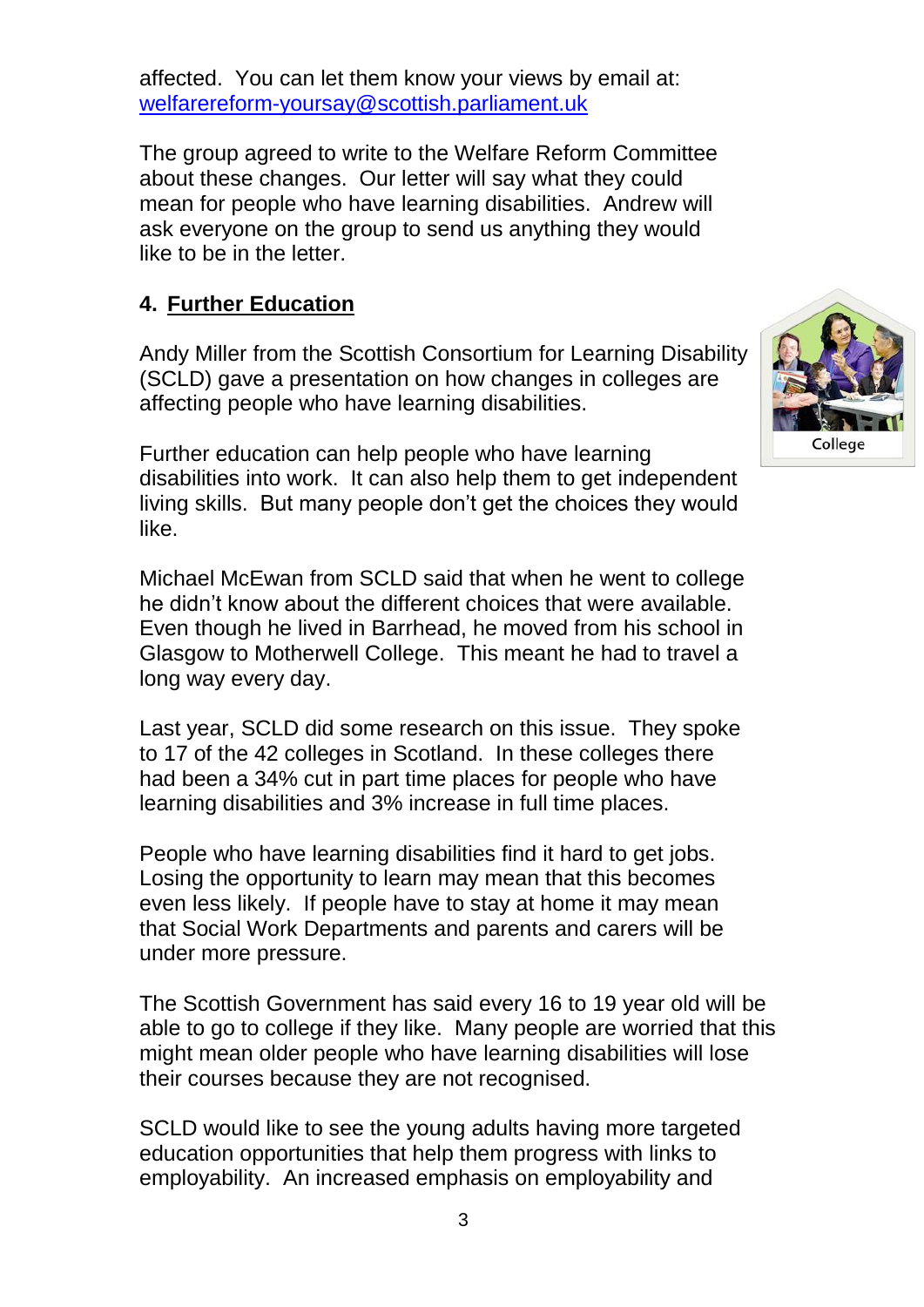affected. You can let them know your views by email at: welfarereform-yoursay@scottish.parliament.uk

The group agreed to write to the Welfare Reform Committee about these changes. Our letter will say what they could mean for people who have learning disabilities. Andrew will ask everyone on the group to send us anything they would like to be in the letter.

## 4. Further Education

Andy Miller from the Scottish Consortium for Learning Disability (SCLD) gave a presentation on how changes in colleges are affecting people who have learning disabilities.

College

Further education can help people who have learning disabilities into work. It can also help them to get independent living skills. But many people don't get the choices they would like.

Michael McEwan from SCLD said that when he went to college he didn't know about the different choices that were available. Even though he lived in Barrhead, he moved from his school in Glasgow to Motherwell College. This meant he had to travel a long way every day.

Last year, SCLD did some research on this issue. They spoke to 17 of the 42 colleges in Scotland. In these colleges there had been a 34% cut in part time places for people who have learning disabilities and 3% increase in full time places.

People who have learning disabilities find it hard to get jobs. Losing the opportunity to learn may mean that this becomes even less likely. If people have to stay at home it may mean that Social Work Departments and parents and carers will be under more pressure.

The Scottish Government has said every 16 to 19 year old will be able to go to college if they like. Many people are worried that this might mean older people who have learning disabilities will lose their courses because they are not recognised.

SCLD would like to see the young adults having more targeted education opportunities that help them progress with links to employability. An increased emphasis on employability and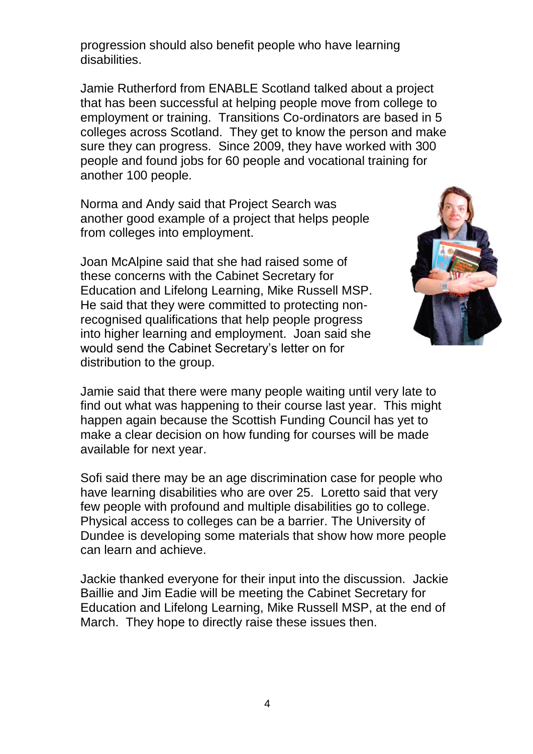progression should also benefit people who have learning disabilities.

Jamie Rutherford from ENABLE Scotland talked about a project that has been successful at helping people move from college to employment or training. Transitions Co-ordinators are based in 5 colleges across Scotland. They get to know the person and make sure they can progress. Since 2009, they have worked with 300 people and found jobs for 60 people and vocational training for another 100 people.

Norma and Andy said that Project Search was another good example of a project that helps people from colleges into employment.

Joan McAlpine said that she had raised some of these concerns with the Cabinet Secretary for Education and Lifelong Learning, Mike Russell MSP. He said that they were committed to protecting non-recognised qualifications that help people progress into higher learning and employment. Joan said she would send the Cabinet Secretary's letter on for distribution to the group.

Jamie said that there were many people waiting until very late to find out what was happening to their course last year. This might happen again because the Scottish Funding Council has yet to make a clear decision on how funding for courses will be made available for next year.

Sofi said there may be an age discrimination case for people who have learning disabilities who are over 25. Loretto said that very few people with profound and multiple disabilities go to college. Physical access to colleges can be a barrier. The University of Dundee is developing some materials that show how more people can learn and achieve.

Jackie thanked everyone for their input into the discussion. Jackie Baillie and Jim Eadie will be meeting the Cabinet Secretary for Education and Lifelong Learning, Mike Russell MSP, at the end of March. They hope to directly raise these issues then.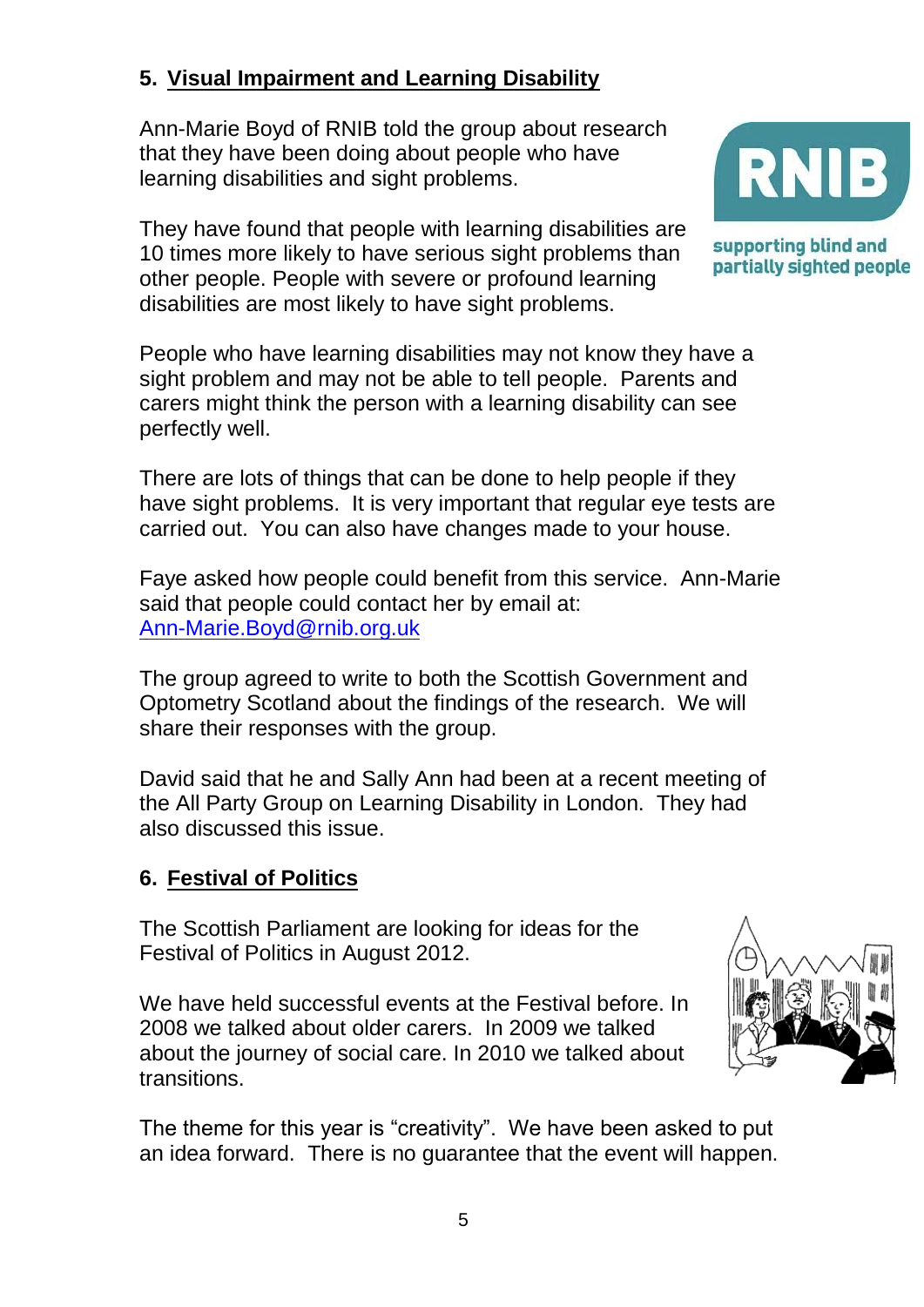## 5. Visual Impairment and Learning Disability

Ann-Marie Boyd of RNIB told the group about research that they have been doing about people who have learning disabilities and sight problems.

They have found that people with learning disabilities are 10 times more likely to have serious sight problems than other people. People with severe or profound learning disabilities are most likely to have sight problems.

People who have learning disabilities may not know they have a sight problem and may not be able to tell people. Parents and carers might think the person with a learning disability can see perfectly well.

There are lots of things that can be done to help people if they have sight problems. It is very important that regular eye tests are carried out. You can also have changes made to your house.

Faye asked how people could benefit from this service. Ann-Marie said that people could contact her by email at: Ann-Marie.Boyd@rnib.org.uk

The group agreed to write to both the Scottish Government and Optometry Scotland about the findings of the research. We will share their responses with the group.

David said that he and Sally Ann had been at a recent meeting of the All Party Group on Learning Disability in London. They had also discussed this issue.

## 6. Festival of Politics

The Scottish Parliament are looking for ideas for the Festival of Politics in August 2012.

We have held successful events at the Festival before. In 2008 we talked about older carers. In 2009 we talked about the journey of social care. In 2010 we talked about transitions.

The theme for this year is "creativity". We have been asked to put an idea forward. There is no guarantee that the event will happen.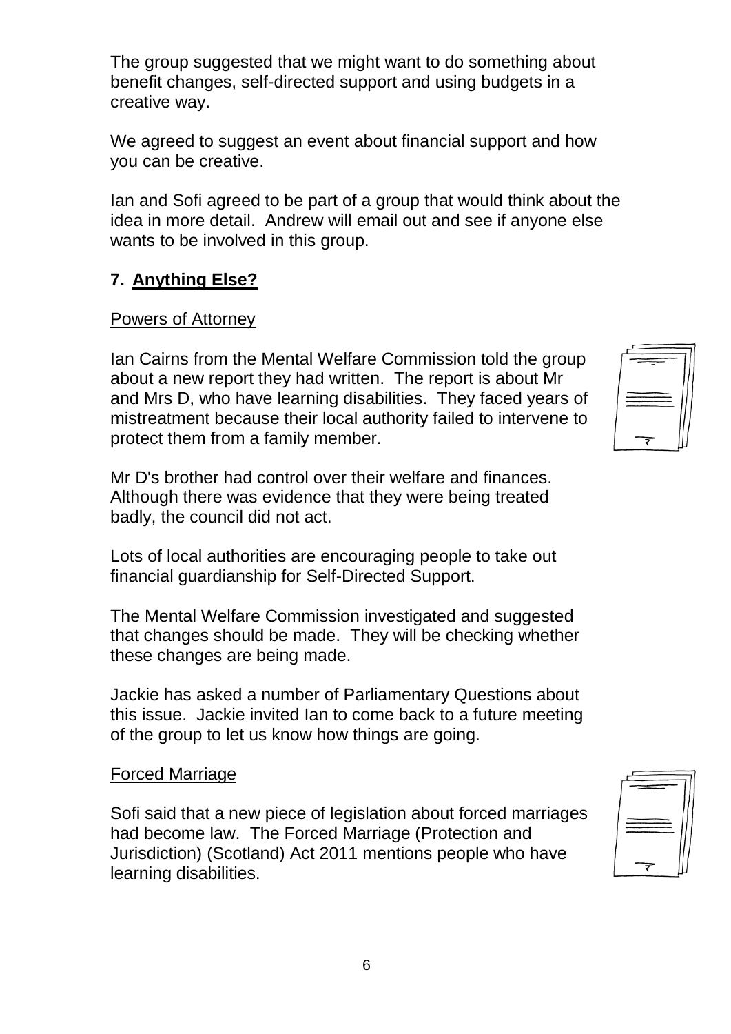The group suggested that we might want to do something about benefit changes, self-directed support and using budgets in a creative way.

We agreed to suggest an event about financial support and how you can be creative.

Ian and Sofi agreed to be part of a group that would think about the idea in more detail. Andrew will email out and see if anyone else wants to be involved in this group.

## 7. Anything Else?

Powers of Attorney

Ian Cairns from the Mental Welfare Commission told the group about a new report they had written. The report is about Mr and Mrs D, who have learning disabilities. They faced years of mistreatment because their local authority failed to intervene to protect them from a family member.

Mr D's brother had control over their welfare and finances. Although there was evidence that they were being treated badly, the council did not act.

Lots of local authorities are encouraging people to take out financial guardianship for Self-Directed Support.

The Mental Welfare Commission investigated and suggested that changes should be made. They will be checking whether these changes are being made.

Jackie has asked a number of Parliamentary Questions about this issue. Jackie invited Ian to come back to a future meeting of the group to let us know how things are going.

Forced Marriage

Sofi said that a new piece of legislation about forced marriages had become law. The Forced Marriage (Protection and Jurisdiction) (Scotland) Act 2011 mentions people who have learning disabilities.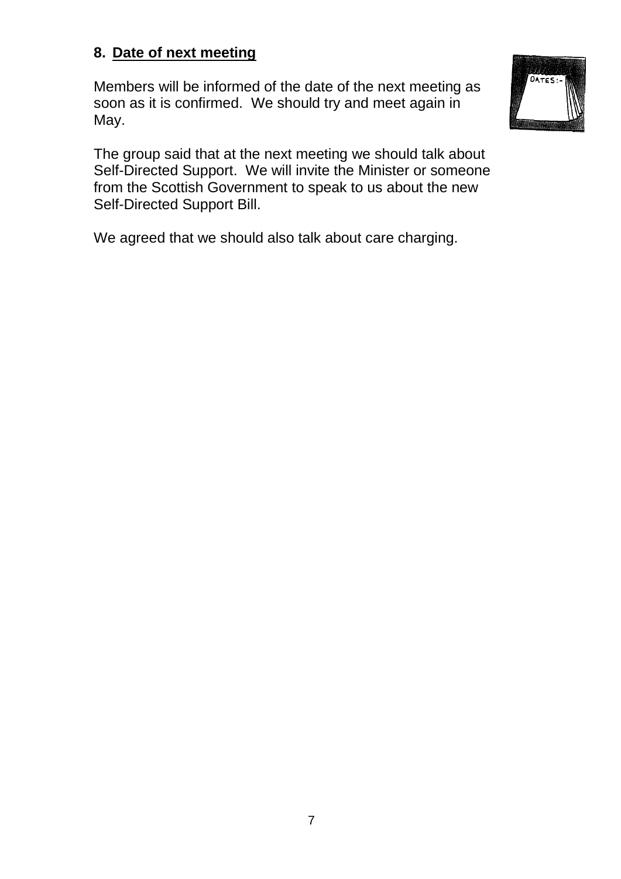## 8. Date of next meeting

Members will be informed of the date of the next meeting as soon as it is confirmed. We should try and meet again in May.

The group said that at the next meeting we should talk about Self-Directed Support. We will invite the Minister or someone from the Scottish Government to speak to us about the new Self-Directed Support Bill.

We agreed that we should also talk about care charging.